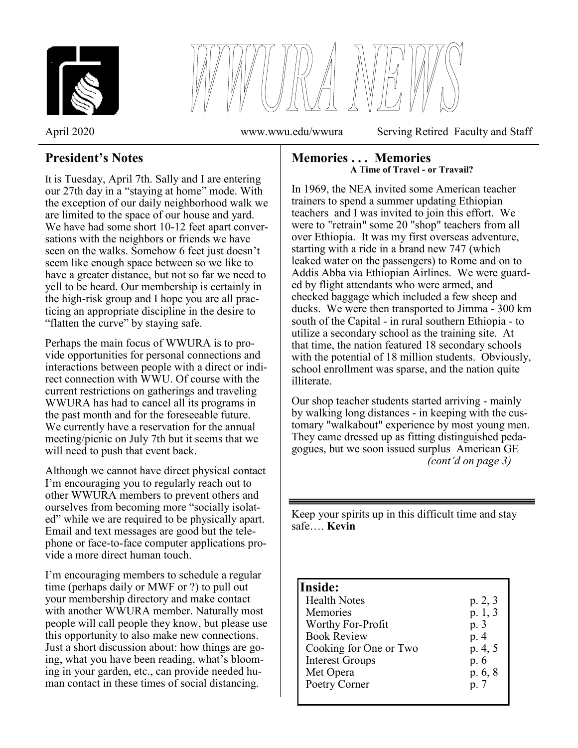# WWURA NEWS

April 2020 www.wwu.edu/wwura Serving Retired Faculty and Staff

## President's Notes

It is Tuesday, April 7th. Sally and I are entering our 27th day in a "staying at home" mode. With the exception of our daily neighborhood walk we are limited to the space of our house and yard. We have had some short 10-12 feet apart conversations with the neighbors or friends we have seen on the walks. Somehow 6 feet just doesn't seem like enough space between so we like to have a greater distance, but not so far we need to yell to be heard. Our membership is certainly in the high-risk group and I hope you are all practicing an appropriate discipline in the desire to "flatten the curve" by staying safe.

Perhaps the main focus of WWURA is to provide opportunities for personal connections and interactions between people with a direct or indirect connection with WWU. Of course with the current restrictions on gatherings and traveling WWURA has had to cancel all its programs in the past month and for the foreseeable future. We currently have a reservation for the annual meeting/picnic on July 7th but it seems that we will need to push that event back.

Although we cannot have direct physical contact I'm encouraging you to regularly reach out to other WWURA members to prevent others and ourselves from becoming more "socially isolated" while we are required to be physically apart. Email and text messages are good but the telephone or face-to-face computer applications provide a more direct human touch.

I'm encouraging members to schedule a regular time (perhaps daily or MWF or ?) to pull out your membership directory and make contact with another WWURA member. Naturally most people will call people they know, but please use this opportunity to also make new connections. Just a short discussion about: how things are going, what you have been reading, what's blooming in your garden, etc., can provide needed human contact in these times of social distancing.

Keep your spirits up in this difficult time and stay safe…. **Kevin**

## Memories . . . Memories

**A Time of Travel - or Travail?**

In 1969, the NEA invited some American teacher trainers to spend a summer updating Ethiopian teachers and I was invited to join this effort. We were to "retrain" some 20 "shop" teachers from all over Ethiopia. It was my first overseas adventure, starting with a ride in a brand new 747 (which leaked water on the passengers) to Rome and on to Addis Abba via Ethiopian Airlines. We were guarded by flight attendants who were armed, and checked baggage which included a few sheep and ducks. We were then transported to Jimma - 300 km south of the Capital - in rural southern Ethiopia - to utilize a secondary school as the training site. At that time, the nation featured 18 secondary schools with the potential of 18 million students. Obviously, school enrollment was sparse, and the nation quite illiterate.

Our shop teacher students started arriving - mainly by walking long distances - in keeping with the customary "walkabout" experience by most young men. They came dressed up as fitting distinguished pedagogues, but we soon issued surplus American GE *(cont'd on page 3)*

| **Inside:** | |
|---|---|
| Health Notes | p. 2, 3 |
| Memories | p. 1, 3 |
| Worthy For-Profit | p. 3 |
| Book Review | p. 4 |
| Cooking for One or Two | p. 4, 5 |
| Interest Groups | p. 6 |
| Met Opera | p. 6, 8 |
| Poetry Corner | p. 7 |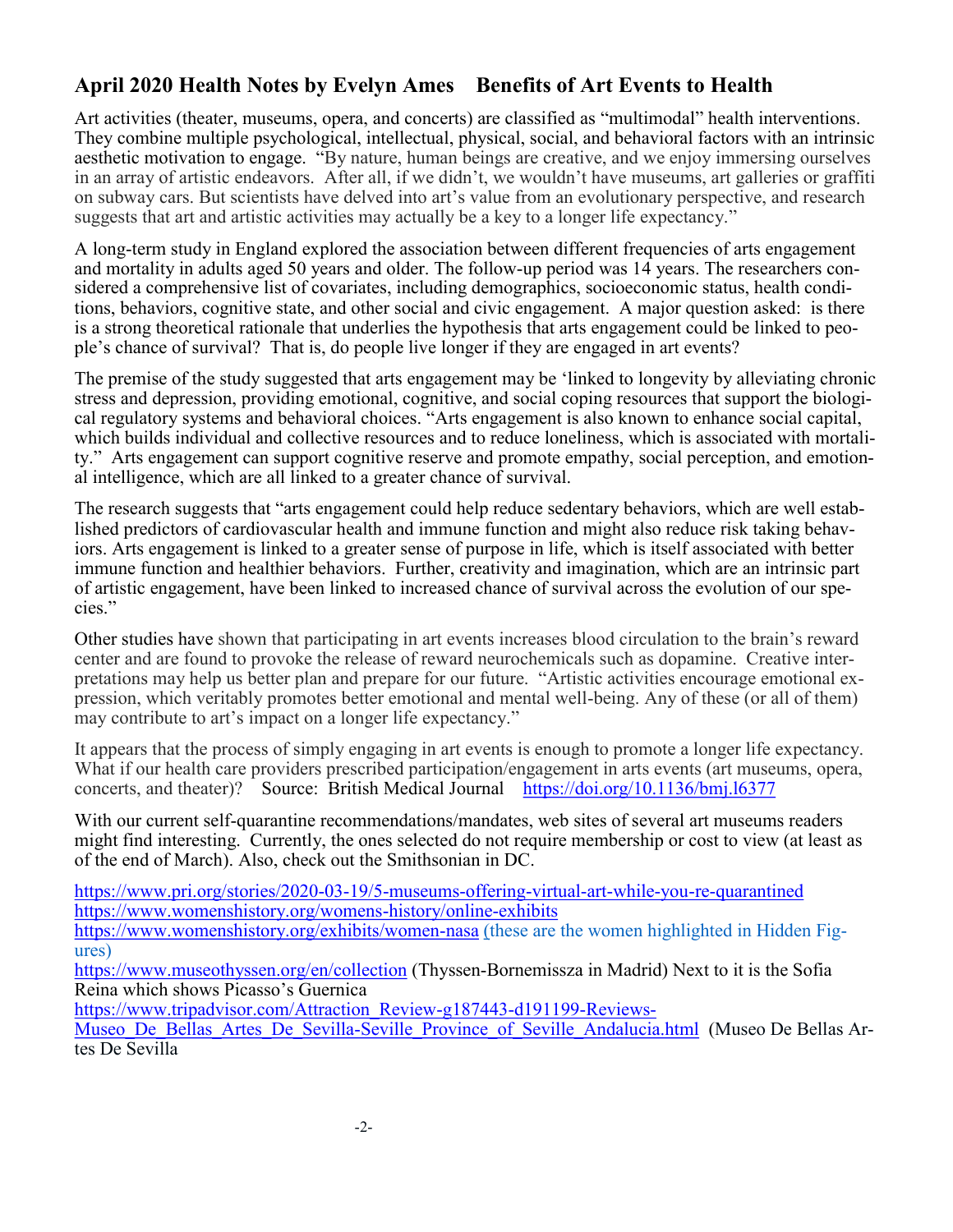## April 2020 Health Notes by Evelyn Ames    Benefits of Art Events to Health

Art activities (theater, museums, opera, and concerts) are classified as "multimodal" health interventions. They combine multiple psychological, intellectual, physical, social, and behavioral factors with an intrinsic aesthetic motivation to engage. "By nature, human beings are creative, and we enjoy immersing ourselves in an array of artistic endeavors. After all, if we didn't, we wouldn't have museums, art galleries or graffiti on subway cars. But scientists have delved into art's value from an evolutionary perspective, and research suggests that art and artistic activities may actually be a key to a longer life expectancy."

A long-term study in England explored the association between different frequencies of arts engagement and mortality in adults aged 50 years and older. The follow-up period was 14 years. The researchers considered a comprehensive list of covariates, including demographics, socioeconomic status, health conditions, behaviors, cognitive state, and other social and civic engagement. A major question asked: is there is a strong theoretical rationale that underlies the hypothesis that arts engagement could be linked to people's chance of survival? That is, do people live longer if they are engaged in art events?

The premise of the study suggested that arts engagement may be 'linked to longevity by alleviating chronic stress and depression, providing emotional, cognitive, and social coping resources that support the biological regulatory systems and behavioral choices. "Arts engagement is also known to enhance social capital, which builds individual and collective resources and to reduce loneliness, which is associated with mortality." Arts engagement can support cognitive reserve and promote empathy, social perception, and emotional intelligence, which are all linked to a greater chance of survival.

The research suggests that "arts engagement could help reduce sedentary behaviors, which are well established predictors of cardiovascular health and immune function and might also reduce risk taking behaviors. Arts engagement is linked to a greater sense of purpose in life, which is itself associated with better immune function and healthier behaviors. Further, creativity and imagination, which are an intrinsic part of artistic engagement, have been linked to increased chance of survival across the evolution of our species."

Other studies have shown that participating in art events increases blood circulation to the brain's reward center and are found to provoke the release of reward neurochemicals such as dopamine. Creative interpretations may help us better plan and prepare for our future. "Artistic activities encourage emotional expression, which veritably promotes better emotional and mental well-being. Any of these (or all of them) may contribute to art's impact on a longer life expectancy."

It appears that the process of simply engaging in art events is enough to promote a longer life expectancy. What if our health care providers prescribed participation/engagement in arts events (art museums, opera, concerts, and theater)? Source: British Medical Journal https://doi.org/10.1136/bmj.l6377

With our current self-quarantine recommendations/mandates, web sites of several art museums readers might find interesting. Currently, the ones selected do not require membership or cost to view (at least as of the end of March). Also, check out the Smithsonian in DC.

https://www.pri.org/stories/2020-03-19/5-museums-offering-virtual-art-while-you-re-quarantined
https://www.womenshistory.org/womens-history/online-exhibits
https://www.womenshistory.org/exhibits/women-nasa (these are the women highlighted in Hidden Figures)
https://www.museothyssen.org/en/collection (Thyssen-Bornemissza in Madrid) Next to it is the Sofia Reina which shows Picasso's Guernica
https://www.tripadvisor.com/Attraction_Review-g187443-d191199-Reviews-Museo_De_Bellas_Artes_De_Sevilla-Seville_Province_of_Seville_Andalucia.html (Museo De Bellas Artes De Sevilla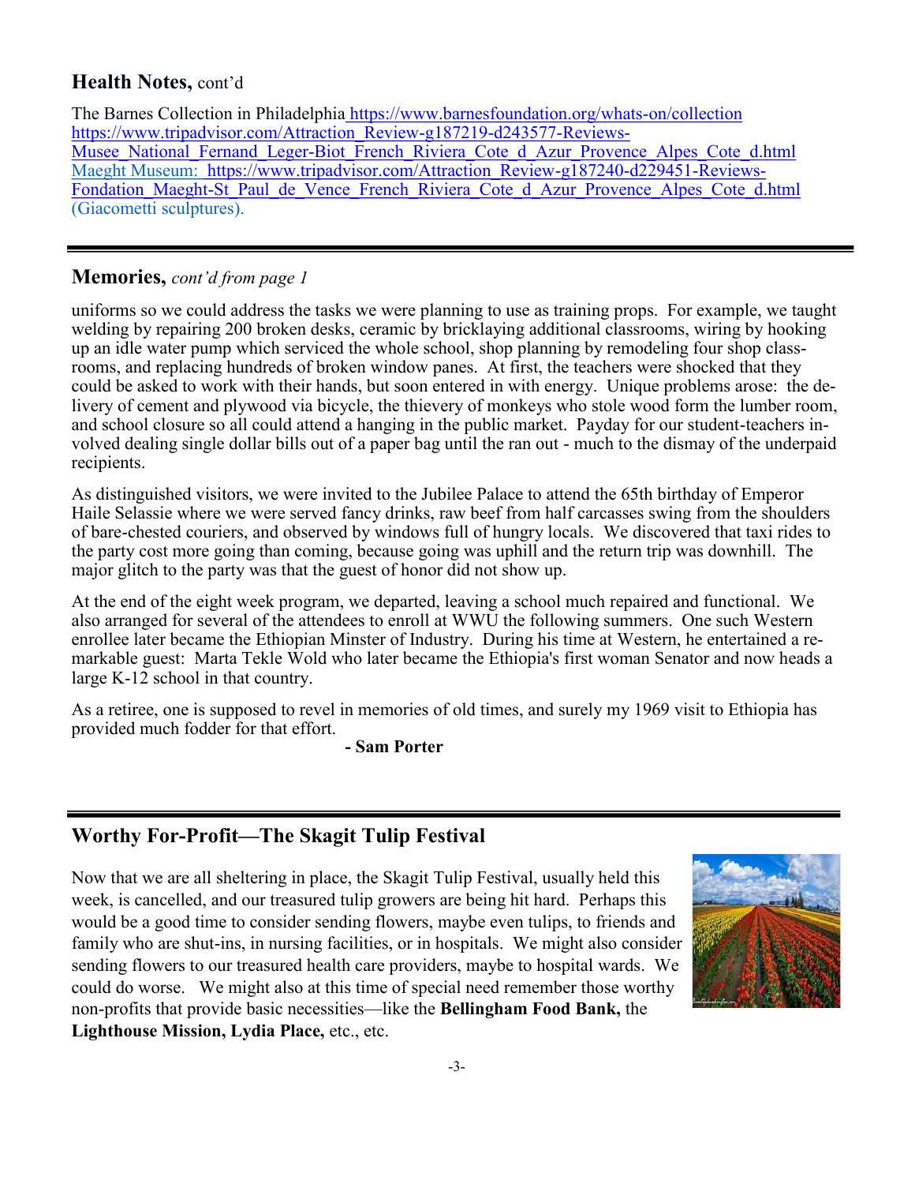## Health Notes, cont'd

The Barnes Collection in Philadelphia https://www.barnesfoundation.org/whats-on/collection https://www.tripadvisor.com/Attraction_Review-g187219-d243577-Reviews-Musee_National_Fernand_Leger-Biot_French_Riviera_Cote_d_Azur_Provence_Alpes_Cote_d.html
Maeght Museum: https://www.tripadvisor.com/Attraction_Review-g187240-d229451-Reviews-Fondation_Maeght-St_Paul_de_Vence_French_Riviera_Cote_d_Azur_Provence_Alpes_Cote_d.html (Giacometti sculptures).

---

## Memories, *cont'd from page 1*

uniforms so we could address the tasks we were planning to use as training props. For example, we taught welding by repairing 200 broken desks, ceramic by bricklaying additional classrooms, wiring by hooking up an idle water pump which serviced the whole school, shop planning by remodeling four shop classrooms, and replacing hundreds of broken window panes. At first, the teachers were shocked that they could be asked to work with their hands, but soon entered in with energy. Unique problems arose: the delivery of cement and plywood via bicycle, the thievery of monkeys who stole wood form the lumber room, and school closure so all could attend a hanging in the public market. Payday for our student-teachers involved dealing single dollar bills out of a paper bag until the ran out - much to the dismay of the underpaid recipients.

As distinguished visitors, we were invited to the Jubilee Palace to attend the 65th birthday of Emperor Haile Selassie where we were served fancy drinks, raw beef from half carcasses swing from the shoulders of bare-chested couriers, and observed by windows full of hungry locals. We discovered that taxi rides to the party cost more going than coming, because going was uphill and the return trip was downhill. The major glitch to the party was that the guest of honor did not show up.

At the end of the eight week program, we departed, leaving a school much repaired and functional. We also arranged for several of the attendees to enroll at WWU the following summers. One such Western enrollee later became the Ethiopian Minster of Industry. During his time at Western, he entertained a remarkable guest: Marta Tekle Wold who later became the Ethiopia's first woman Senator and now heads a large K-12 school in that country.

As a retiree, one is supposed to revel in memories of old times, and surely my 1969 visit to Ethiopia has provided much fodder for that effort.

**- Sam Porter**

---

## Worthy For-Profit—The Skagit Tulip Festival

Now that we are all sheltering in place, the Skagit Tulip Festival, usually held this week, is cancelled, and our treasured tulip growers are being hit hard. Perhaps this would be a good time to consider sending flowers, maybe even tulips, to friends and family who are shut-ins, in nursing facilities, or in hospitals. We might also consider sending flowers to our treasured health care providers, maybe to hospital wards. We could do worse. We might also at this time of special need remember those worthy non-profits that provide basic necessities—like the **Bellingham Food Bank,** the **Lighthouse Mission, Lydia Place,** etc., etc.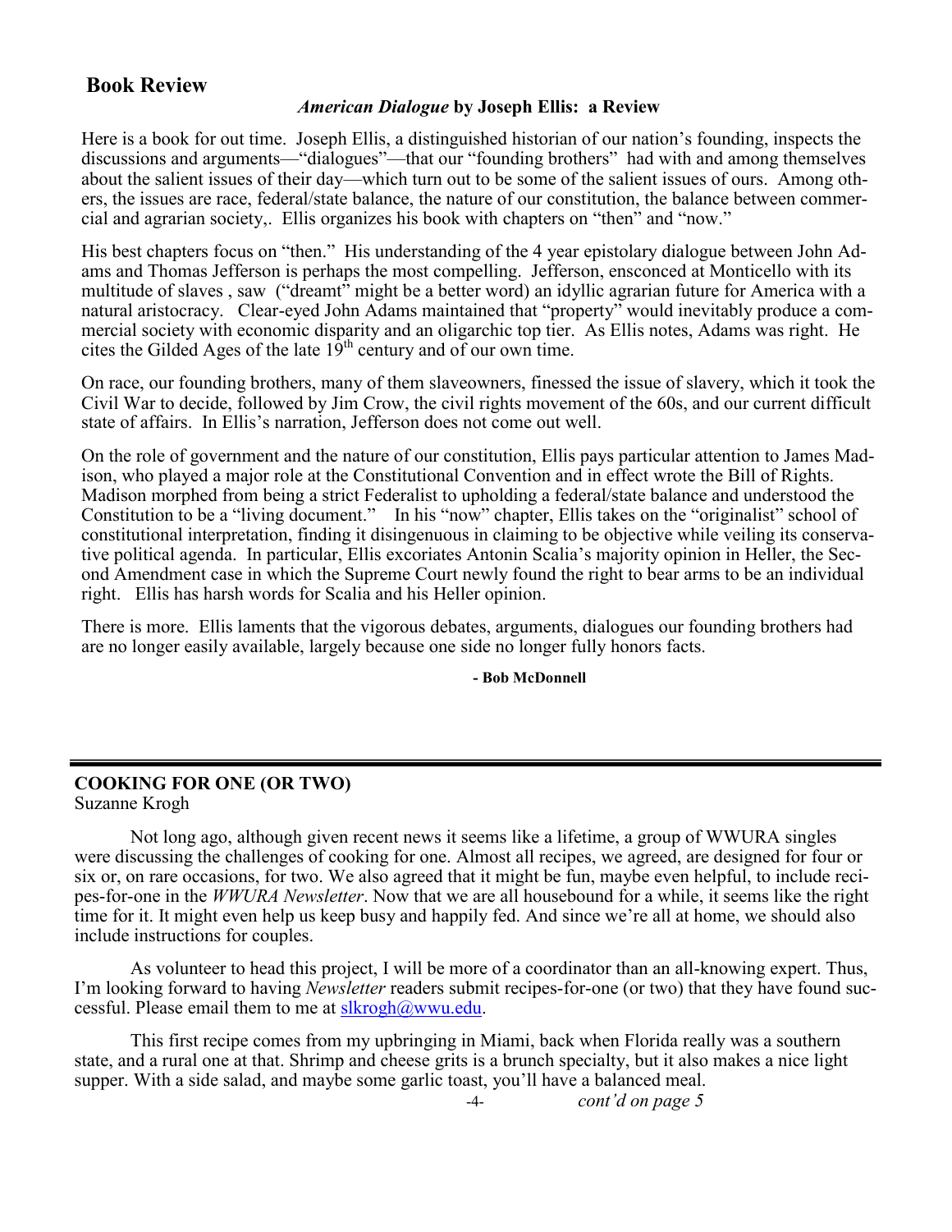## Book Review

### *American Dialogue* by Joseph Ellis: a Review

Here is a book for out time. Joseph Ellis, a distinguished historian of our nation's founding, inspects the discussions and arguments—"dialogues"—that our "founding brothers" had with and among themselves about the salient issues of their day—which turn out to be some of the salient issues of ours. Among others, the issues are race, federal/state balance, the nature of our constitution, the balance between commercial and agrarian society,. Ellis organizes his book with chapters on "then" and "now."

His best chapters focus on "then." His understanding of the 4 year epistolary dialogue between John Adams and Thomas Jefferson is perhaps the most compelling. Jefferson, ensconced at Monticello with its multitude of slaves , saw ("dreamt" might be a better word) an idyllic agrarian future for America with a natural aristocracy. Clear-eyed John Adams maintained that "property" would inevitably produce a commercial society with economic disparity and an oligarchic top tier. As Ellis notes, Adams was right. He cites the Gilded Ages of the late 19th century and of our own time.

On race, our founding brothers, many of them slaveowners, finessed the issue of slavery, which it took the Civil War to decide, followed by Jim Crow, the civil rights movement of the 60s, and our current difficult state of affairs. In Ellis's narration, Jefferson does not come out well.

On the role of government and the nature of our constitution, Ellis pays particular attention to James Madison, who played a major role at the Constitutional Convention and in effect wrote the Bill of Rights. Madison morphed from being a strict Federalist to upholding a federal/state balance and understood the Constitution to be a "living document." In his "now" chapter, Ellis takes on the "originalist" school of constitutional interpretation, finding it disingenuous in claiming to be objective while veiling its conservative political agenda. In particular, Ellis excoriates Antonin Scalia's majority opinion in Heller, the Second Amendment case in which the Supreme Court newly found the right to bear arms to be an individual right. Ellis has harsh words for Scalia and his Heller opinion.

There is more. Ellis laments that the vigorous debates, arguments, dialogues our founding brothers had are no longer easily available, largely because one side no longer fully honors facts.

**- Bob McDonnell**

---

**COOKING FOR ONE (OR TWO)**
Suzanne Krogh

Not long ago, although given recent news it seems like a lifetime, a group of WWURA singles were discussing the challenges of cooking for one. Almost all recipes, we agreed, are designed for four or six or, on rare occasions, for two. We also agreed that it might be fun, maybe even helpful, to include recipes-for-one in the *WWURA Newsletter*. Now that we are all housebound for a while, it seems like the right time for it. It might even help us keep busy and happily fed. And since we're all at home, we should also include instructions for couples.

As volunteer to head this project, I will be more of a coordinator than an all-knowing expert. Thus, I'm looking forward to having *Newsletter* readers submit recipes-for-one (or two) that they have found successful. Please email them to me at slkrogh@wwu.edu.

This first recipe comes from my upbringing in Miami, back when Florida really was a southern state, and a rural one at that. Shrimp and cheese grits is a brunch specialty, but it also makes a nice light supper. With a side salad, and maybe some garlic toast, you'll have a balanced meal.

*cont'd on page 5*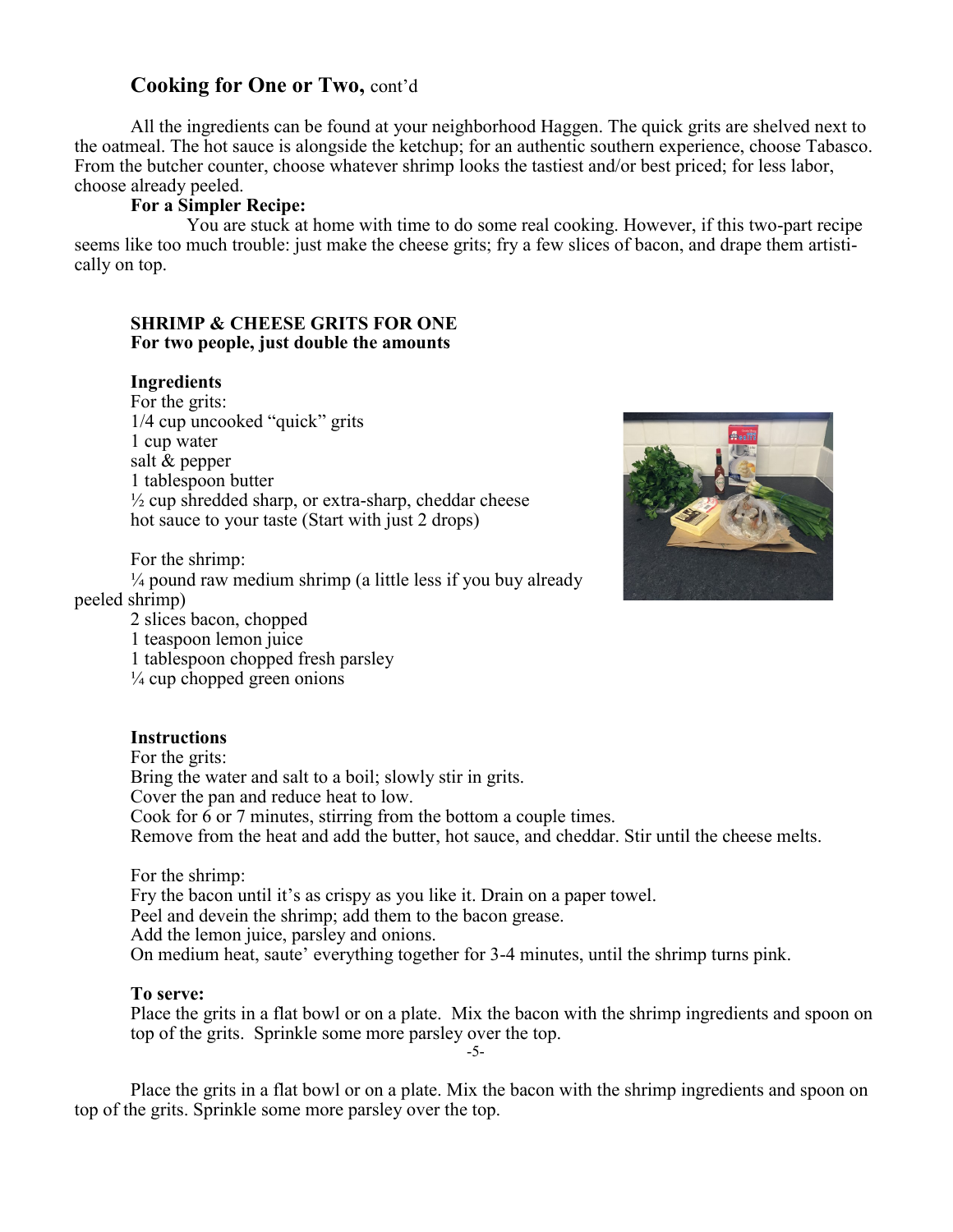## Cooking for One or Two, cont'd

All the ingredients can be found at your neighborhood Haggen. The quick grits are shelved next to the oatmeal. The hot sauce is alongside the ketchup; for an authentic southern experience, choose Tabasco. From the butcher counter, choose whatever shrimp looks the tastiest and/or best priced; for less labor, choose already peeled.

**For a Simpler Recipe:**

You are stuck at home with time to do some real cooking. However, if this two-part recipe seems like too much trouble: just make the cheese grits; fry a few slices of bacon, and drape them artistically on top.

### SHRIMP & CHEESE GRITS FOR ONE
**For two people, just double the amounts**

**Ingredients**

For the grits:
1/4 cup uncooked "quick" grits
1 cup water
salt & pepper
1 tablespoon butter
½ cup shredded sharp, or extra-sharp, cheddar cheese
hot sauce to your taste (Start with just 2 drops)

For the shrimp:
¼ pound raw medium shrimp (a little less if you buy already peeled shrimp)
2 slices bacon, chopped
1 teaspoon lemon juice
1 tablespoon chopped fresh parsley
¼ cup chopped green onions

**Instructions**

For the grits:
Bring the water and salt to a boil; slowly stir in grits.
Cover the pan and reduce heat to low.
Cook for 6 or 7 minutes, stirring from the bottom a couple times.
Remove from the heat and add the butter, hot sauce, and cheddar. Stir until the cheese melts.

For the shrimp:
Fry the bacon until it's as crispy as you like it. Drain on a paper towel.
Peel and devein the shrimp; add them to the bacon grease.
Add the lemon juice, parsley and onions.
On medium heat, saute' everything together for 3-4 minutes, until the shrimp turns pink.

**To serve:**
Place the grits in a flat bowl or on a plate. Mix the bacon with the shrimp ingredients and spoon on top of the grits. Sprinkle some more parsley over the top.

Place the grits in a flat bowl or on a plate. Mix the bacon with the shrimp ingredients and spoon on top of the grits. Sprinkle some more parsley over the top.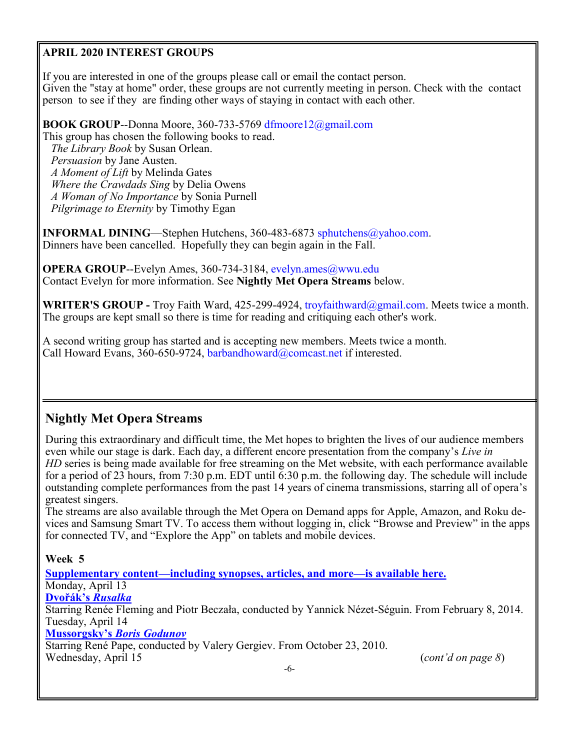## APRIL 2020 INTEREST GROUPS

If you are interested in one of the groups please call or email the contact person.
Given the "stay at home" order, these groups are not currently meeting in person. Check with the contact person to see if they are finding other ways of staying in contact with each other.

**BOOK GROUP**--Donna Moore, 360-733-5769 dfmoore12@gmail.com
This group has chosen the following books to read.
*The Library Book* by Susan Orlean.
*Persuasion* by Jane Austen.
*A Moment of Lift* by Melinda Gates
*Where the Crawdads Sing* by Delia Owens
*A Woman of No Importance* by Sonia Purnell
*Pilgrimage to Eternity* by Timothy Egan

**INFORMAL DINING**—Stephen Hutchens, 360-483-6873 sphutchens@yahoo.com.
Dinners have been cancelled. Hopefully they can begin again in the Fall.

**OPERA GROUP**--Evelyn Ames, 360-734-3184, evelyn.ames@wwu.edu
Contact Evelyn for more information. See **Nightly Met Opera Streams** below.

**WRITER'S GROUP -** Troy Faith Ward, 425-299-4924, troyfaithward@gmail.com. Meets twice a month. The groups are kept small so there is time for reading and critiquing each other's work.

A second writing group has started and is accepting new members. Meets twice a month.
Call Howard Evans, 360-650-9724, barbandhoward@comcast.net if interested.

## Nightly Met Opera Streams

During this extraordinary and difficult time, the Met hopes to brighten the lives of our audience members even while our stage is dark. Each day, a different encore presentation from the company's *Live in HD* series is being made available for free streaming on the Met website, with each performance available for a period of 23 hours, from 7:30 p.m. EDT until 6:30 p.m. the following day. The schedule will include outstanding complete performances from the past 14 years of cinema transmissions, starring all of opera's greatest singers.
The streams are also available through the Met Opera on Demand apps for Apple, Amazon, and Roku devices and Samsung Smart TV. To access them without logging in, click "Browse and Preview" in the apps for connected TV, and "Explore the App" on tablets and mobile devices.

**Week 5**

**Supplementary content—including synopses, articles, and more—is available here.**
Monday, April 13
**Dvořák's *Rusalka***
Starring Renée Fleming and Piotr Beczała, conducted by Yannick Nézet-Séguin. From February 8, 2014.
Tuesday, April 14
**Mussorgsky's *Boris Godunov***
Starring René Pape, conducted by Valery Gergiev. From October 23, 2010.
Wednesday, April 15

(*cont'd on page 8*)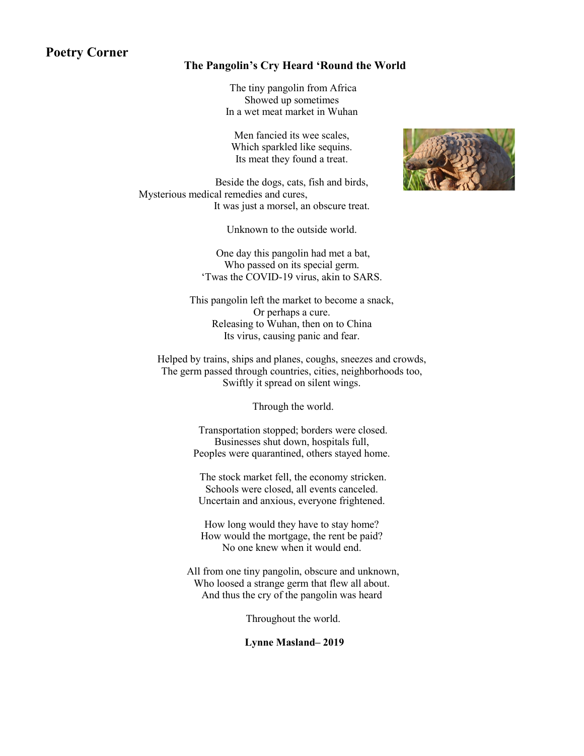## Poetry Corner

### The Pangolin's Cry Heard 'Round the World

The tiny pangolin from Africa  
Showed up sometimes  
In a wet meat market in Wuhan

Men fancied its wee scales,  
Which sparkled like sequins.  
Its meat they found a treat.

Beside the dogs, cats, fish and birds,  
Mysterious medical remedies and cures,  
It was just a morsel, an obscure treat.

Unknown to the outside world.

One day this pangolin had met a bat,  
Who passed on its special germ.  
'Twas the COVID-19 virus, akin to SARS.

This pangolin left the market to become a snack,  
Or perhaps a cure.  
Releasing to Wuhan, then on to China  
Its virus, causing panic and fear.

Helped by trains, ships and planes, coughs, sneezes and crowds,  
The germ passed through countries, cities, neighborhoods too,  
Swiftly it spread on silent wings.

Through the world.

Transportation stopped; borders were closed.  
Businesses shut down, hospitals full,  
Peoples were quarantined, others stayed home.

The stock market fell, the economy stricken.  
Schools were closed, all events canceled.  
Uncertain and anxious, everyone frightened.

How long would they have to stay home?  
How would the mortgage, the rent be paid?  
No one knew when it would end.

All from one tiny pangolin, obscure and unknown,  
Who loosed a strange germ that flew all about.  
And thus the cry of the pangolin was heard

Throughout the world.

**Lynne Masland– 2019**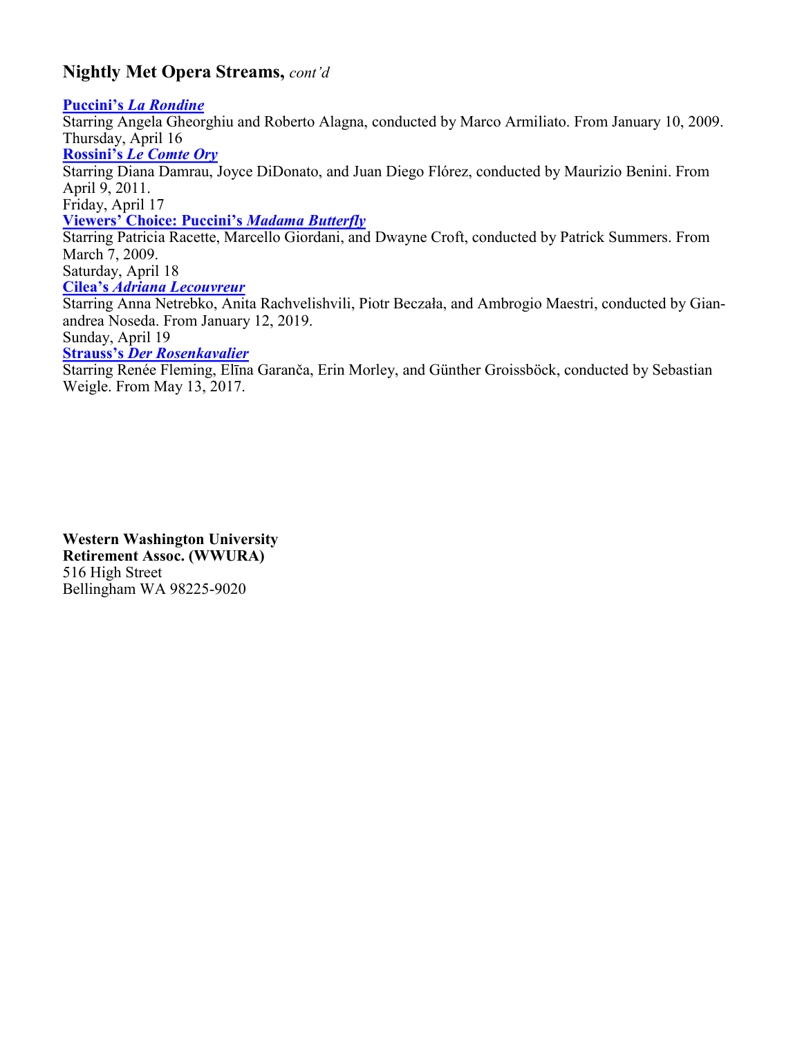## Nightly Met Opera Streams, *cont'd*

**Puccini's *La Rondine***
Starring Angela Gheorghiu and Roberto Alagna, conducted by Marco Armiliato. From January 10, 2009.
Thursday, April 16
**Rossini's *Le Comte Ory***
Starring Diana Damrau, Joyce DiDonato, and Juan Diego Flórez, conducted by Maurizio Benini. From April 9, 2011.
Friday, April 17
**Viewers' Choice: Puccini's *Madama Butterfly***
Starring Patricia Racette, Marcello Giordani, and Dwayne Croft, conducted by Patrick Summers. From March 7, 2009.
Saturday, April 18
**Cilea's *Adriana Lecouvreur***
Starring Anna Netrebko, Anita Rachvelishvili, Piotr Beczała, and Ambrogio Maestri, conducted by Gianandrea Noseda. From January 12, 2019.
Sunday, April 19
**Strauss's *Der Rosenkavalier***
Starring Renée Fleming, Elīna Garanča, Erin Morley, and Günther Groissböck, conducted by Sebastian Weigle. From May 13, 2017.

**Western Washington University**
**Retirement Assoc. (WWURA)**
516 High Street
Bellingham WA 98225-9020